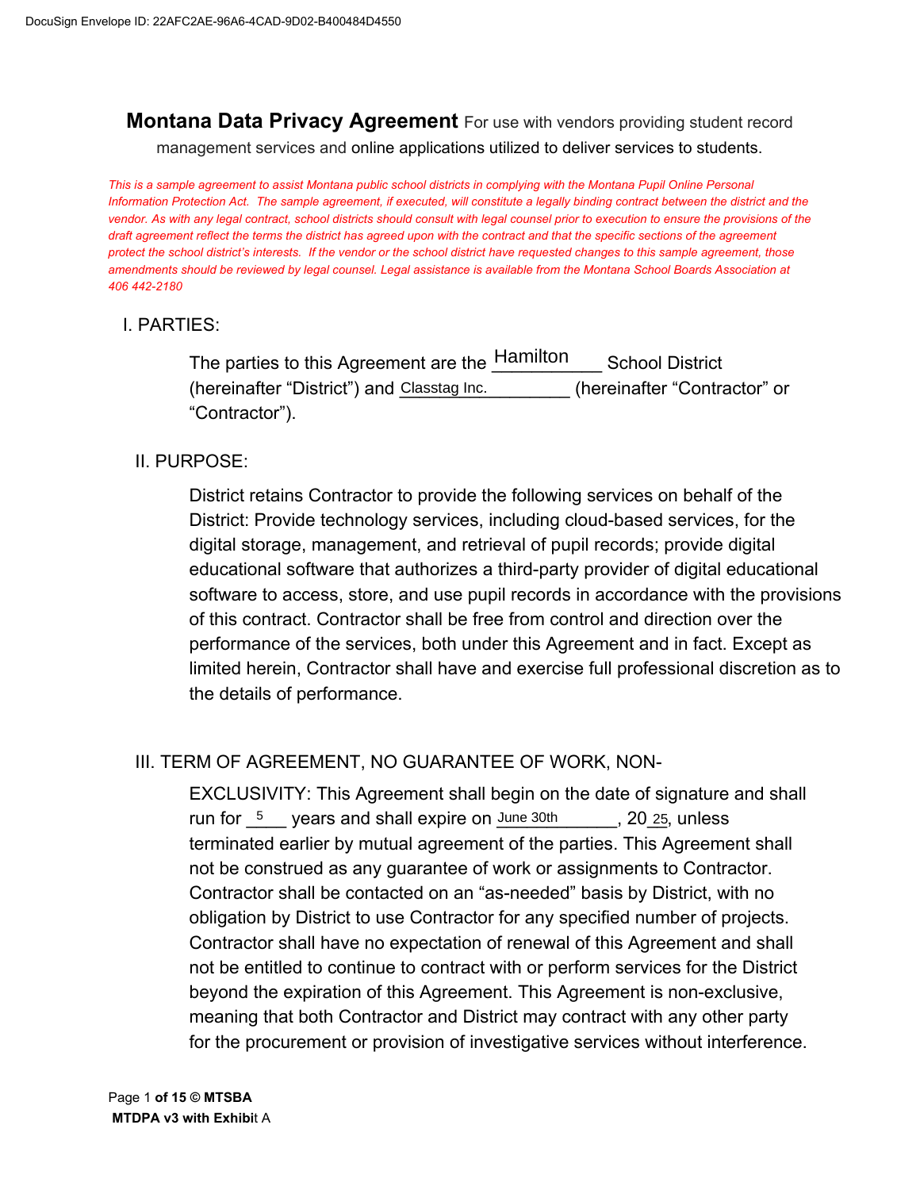# **Montana Data Privacy Agreement** For use with vendors providing student record management services and online applications utilized to deliver services to students.

*This is a sample agreement to assist Montana public school districts in complying with the Montana Pupil Online Personal Information Protection Act. The sample agreement, if executed, will constitute a legally binding contract between the district and the vendor. As with any legal contract, school districts should consult with legal counsel prior to execution to ensure the provisions of the draft agreement reflect the terms the district has agreed upon with the contract and that the specific sections of the agreement protect the school district's interests. If the vendor or the school district have requested changes to this sample agreement, those amendments should be reviewed by legal counsel. Legal assistance is available from the Montana School Boards Association at 406 442-2180*

## I. PARTIES:

The parties to this Agreement are the Hamilton School District (hereinafter "District") and Classtag Inc. (hereinafter "Contractor" or "Contractor").

## II. PURPOSE:

District retains Contractor to provide the following services on behalf of the District: Provide technology services, including cloud-based services, for the digital storage, management, and retrieval of pupil records; provide digital educational software that authorizes a third-party provider of digital educational software to access, store, and use pupil records in accordance with the provisions of this contract. Contractor shall be free from control and direction over the performance of the services, both under this Agreement and in fact. Except as limited herein, Contractor shall have and exercise full professional discretion as to the details of performance.

## III. TERM OF AGREEMENT, NO GUARANTEE OF WORK, NON-EXCLUSIVITY:

This Agreement shall begin on the date of signature and shall run for 5 years and shall expire on June 30th, 2025, unless terminated earlier by mutual agreement of the parties. This Agreement shall not be construed as any guarantee of work or assignments to Contractor. Contractor shall be contacted on an "as-needed" basis by District, with no obligation by District to use Contractor for any specified number of projects. Contractor shall have no expectation of renewal of this Agreement and shall not be entitled to continue to contract with or perform services for the District beyond the expiration of this Agreement. This Agreement is non-exclusive, meaning that both Contractor and District may contract with any other party for the procurement or provision of investigative services without interference.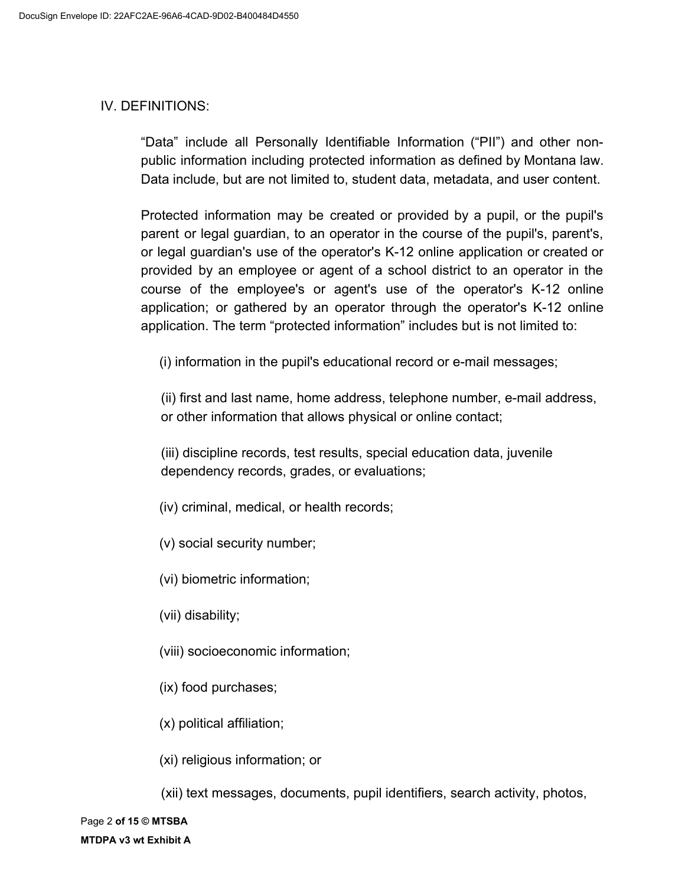## IV. DEFINITIONS:

“Data” include all Personally Identifiable Information (“PII”) and other non-public information including protected information as defined by Montana law. Data include, but are not limited to, student data, metadata, and user content.

Protected information may be created or provided by a pupil, or the pupil's parent or legal guardian, to an operator in the course of the pupil's, parent's, or legal guardian's use of the operator's K-12 online application or created or provided by an employee or agent of a school district to an operator in the course of the employee's or agent's use of the operator's K-12 online application; or gathered by an operator through the operator's K-12 online application. The term “protected information” includes but is not limited to:

(i) information in the pupil's educational record or e-mail messages;

(ii) first and last name, home address, telephone number, e-mail address, or other information that allows physical or online contact;

(iii) discipline records, test results, special education data, juvenile dependency records, grades, or evaluations;

(iv) criminal, medical, or health records;

(v) social security number;

(vi) biometric information;

(vii) disability;

(viii) socioeconomic information;

(ix) food purchases;

(x) political affiliation;

(xi) religious information; or

(xii) text messages, documents, pupil identifiers, search activity, photos,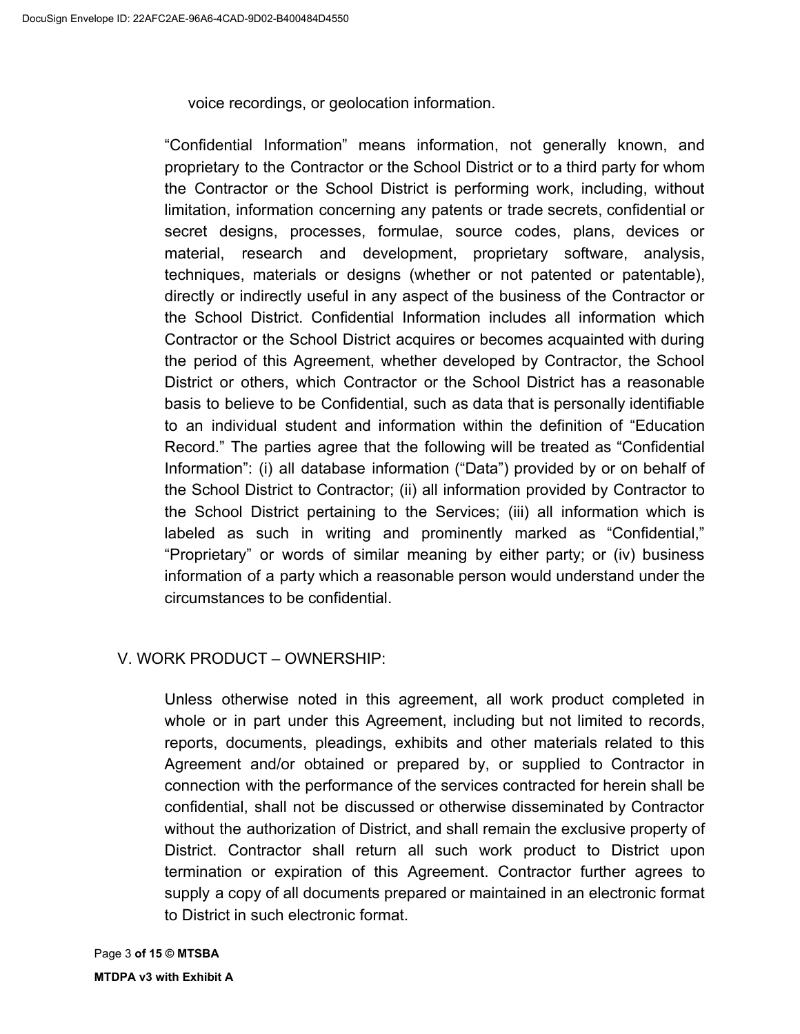voice recordings, or geolocation information.

“Confidential Information” means information, not generally known, and proprietary to the Contractor or the School District or to a third party for whom the Contractor or the School District is performing work, including, without limitation, information concerning any patents or trade secrets, confidential or secret designs, processes, formulae, source codes, plans, devices or material, research and development, proprietary software, analysis, techniques, materials or designs (whether or not patented or patentable), directly or indirectly useful in any aspect of the business of the Contractor or the School District. Confidential Information includes all information which Contractor or the School District acquires or becomes acquainted with during the period of this Agreement, whether developed by Contractor, the School District or others, which Contractor or the School District has a reasonable basis to believe to be Confidential, such as data that is personally identifiable to an individual student and information within the definition of “Education Record.” The parties agree that the following will be treated as “Confidential Information”: (i) all database information (“Data”) provided by or on behalf of the School District to Contractor; (ii) all information provided by Contractor to the School District pertaining to the Services; (iii) all information which is labeled as such in writing and prominently marked as “Confidential,” “Proprietary” or words of similar meaning by either party; or (iv) business information of a party which a reasonable person would understand under the circumstances to be confidential.

## V. WORK PRODUCT – OWNERSHIP:

Unless otherwise noted in this agreement, all work product completed in whole or in part under this Agreement, including but not limited to records, reports, documents, pleadings, exhibits and other materials related to this Agreement and/or obtained or prepared by, or supplied to Contractor in connection with the performance of the services contracted for herein shall be confidential, shall not be discussed or otherwise disseminated by Contractor without the authorization of District, and shall remain the exclusive property of District. Contractor shall return all such work product to District upon termination or expiration of this Agreement. Contractor further agrees to supply a copy of all documents prepared or maintained in an electronic format to District in such electronic format.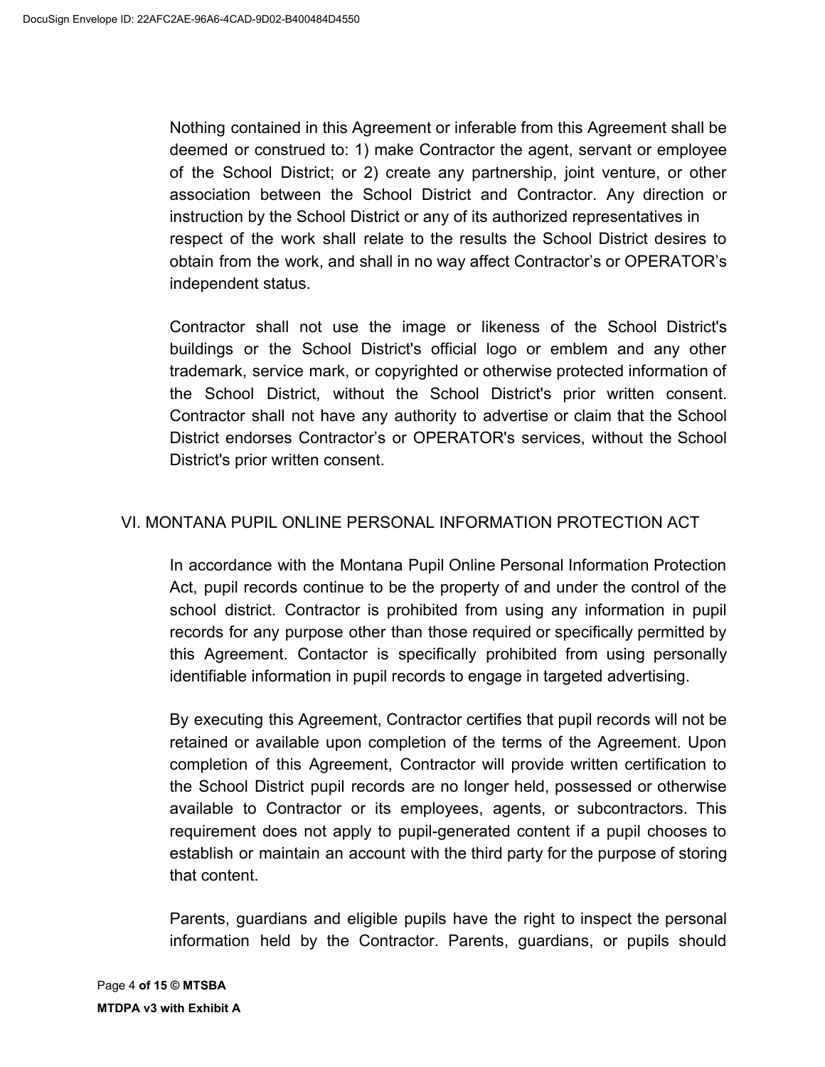Nothing contained in this Agreement or inferable from this Agreement shall be deemed or construed to: 1) make Contractor the agent, servant or employee of the School District; or 2) create any partnership, joint venture, or other association between the School District and Contractor. Any direction or instruction by the School District or any of its authorized representatives in respect of the work shall relate to the results the School District desires to obtain from the work, and shall in no way affect Contractor's or OPERATOR's independent status.

Contractor shall not use the image or likeness of the School District's buildings or the School District's official logo or emblem and any other trademark, service mark, or copyrighted or otherwise protected information of the School District, without the School District's prior written consent. Contractor shall not have any authority to advertise or claim that the School District endorses Contractor's or OPERATOR's services, without the School District's prior written consent.

## VI. MONTANA PUPIL ONLINE PERSONAL INFORMATION PROTECTION ACT

In accordance with the Montana Pupil Online Personal Information Protection Act, pupil records continue to be the property of and under the control of the school district. Contractor is prohibited from using any information in pupil records for any purpose other than those required or specifically permitted by this Agreement. Contactor is specifically prohibited from using personally identifiable information in pupil records to engage in targeted advertising.

By executing this Agreement, Contractor certifies that pupil records will not be retained or available upon completion of the terms of the Agreement. Upon completion of this Agreement, Contractor will provide written certification to the School District pupil records are no longer held, possessed or otherwise available to Contractor or its employees, agents, or subcontractors. This requirement does not apply to pupil-generated content if a pupil chooses to establish or maintain an account with the third party for the purpose of storing that content.

Parents, guardians and eligible pupils have the right to inspect the personal information held by the Contractor. Parents, guardians, or pupils should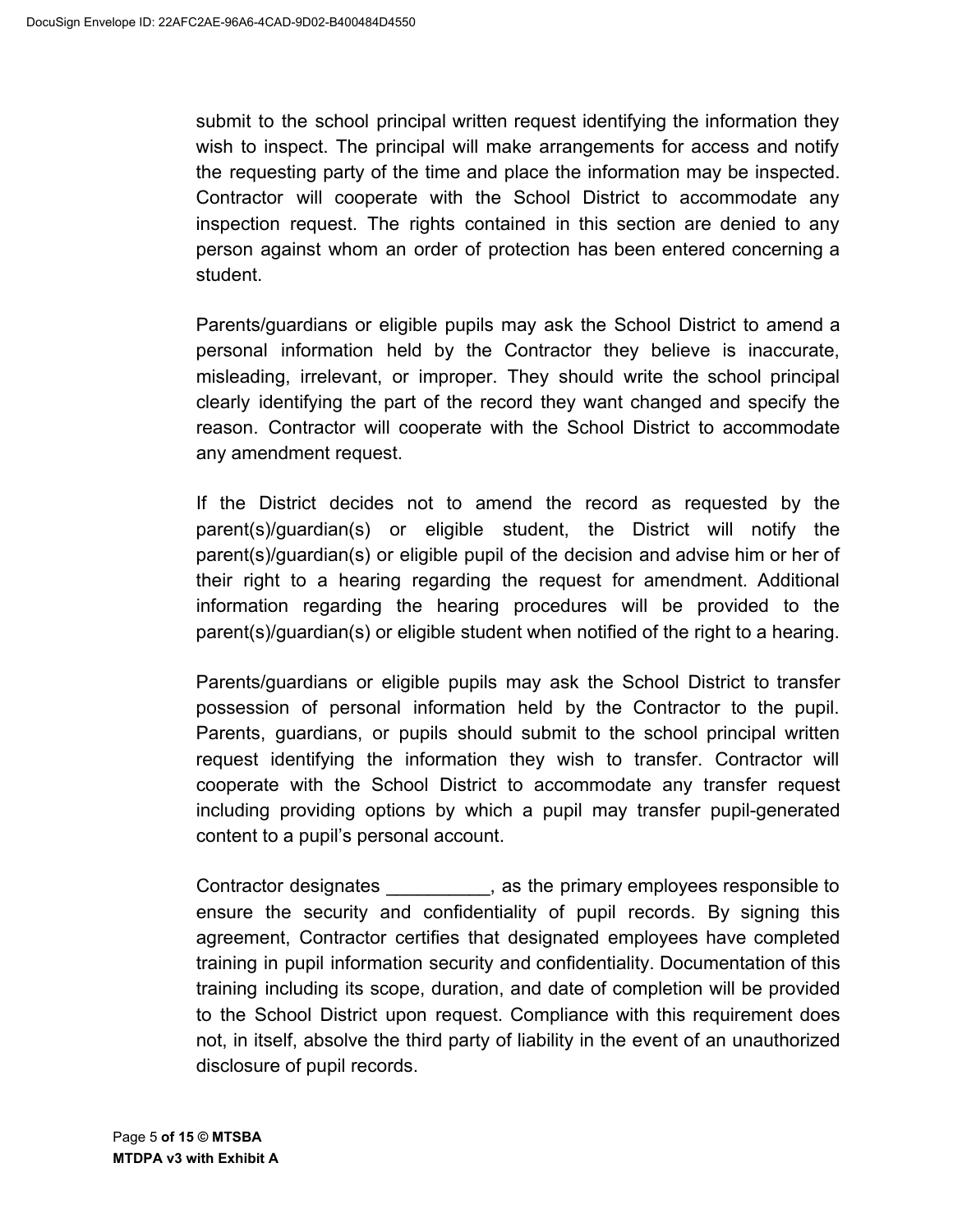submit to the school principal written request identifying the information they wish to inspect. The principal will make arrangements for access and notify the requesting party of the time and place the information may be inspected. Contractor will cooperate with the School District to accommodate any inspection request. The rights contained in this section are denied to any person against whom an order of protection has been entered concerning a student.

Parents/guardians or eligible pupils may ask the School District to amend a personal information held by the Contractor they believe is inaccurate, misleading, irrelevant, or improper. They should write the school principal clearly identifying the part of the record they want changed and specify the reason. Contractor will cooperate with the School District to accommodate any amendment request.

If the District decides not to amend the record as requested by the parent(s)/guardian(s) or eligible student, the District will notify the parent(s)/guardian(s) or eligible pupil of the decision and advise him or her of their right to a hearing regarding the request for amendment. Additional information regarding the hearing procedures will be provided to the parent(s)/guardian(s) or eligible student when notified of the right to a hearing.

Parents/guardians or eligible pupils may ask the School District to transfer possession of personal information held by the Contractor to the pupil. Parents, guardians, or pupils should submit to the school principal written request identifying the information they wish to transfer. Contractor will cooperate with the School District to accommodate any transfer request including providing options by which a pupil may transfer pupil-generated content to a pupil's personal account.

Contractor designates __________, as the primary employees responsible to ensure the security and confidentiality of pupil records. By signing this agreement, Contractor certifies that designated employees have completed training in pupil information security and confidentiality. Documentation of this training including its scope, duration, and date of completion will be provided to the School District upon request. Compliance with this requirement does not, in itself, absolve the third party of liability in the event of an unauthorized disclosure of pupil records.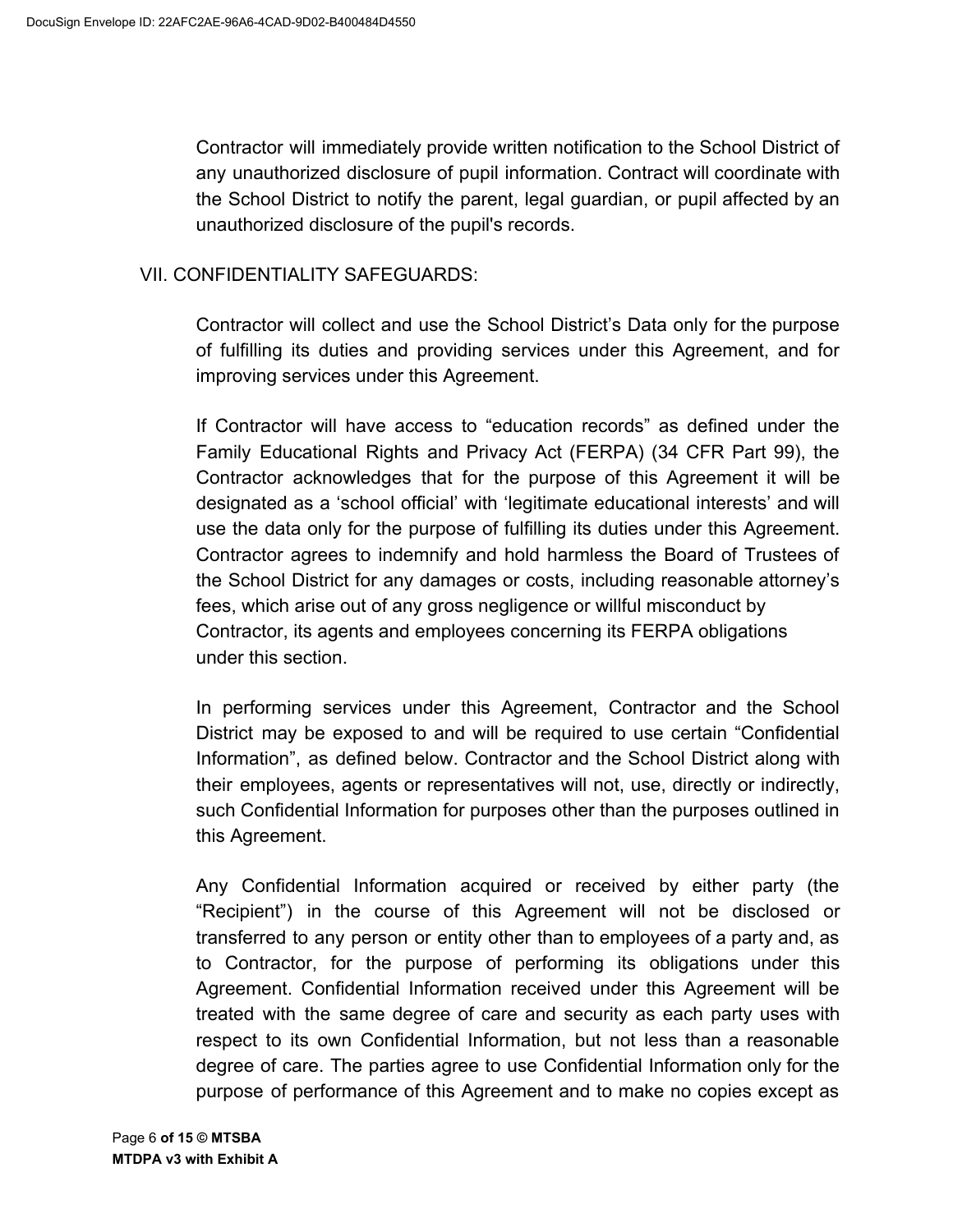Contractor will immediately provide written notification to the School District of any unauthorized disclosure of pupil information. Contract will coordinate with the School District to notify the parent, legal guardian, or pupil affected by an unauthorized disclosure of the pupil's records.

## VII. CONFIDENTIALITY SAFEGUARDS:

Contractor will collect and use the School District's Data only for the purpose of fulfilling its duties and providing services under this Agreement, and for improving services under this Agreement.

If Contractor will have access to "education records" as defined under the Family Educational Rights and Privacy Act (FERPA) (34 CFR Part 99), the Contractor acknowledges that for the purpose of this Agreement it will be designated as a 'school official' with 'legitimate educational interests' and will use the data only for the purpose of fulfilling its duties under this Agreement. Contractor agrees to indemnify and hold harmless the Board of Trustees of the School District for any damages or costs, including reasonable attorney's fees, which arise out of any gross negligence or willful misconduct by Contractor, its agents and employees concerning its FERPA obligations under this section.

In performing services under this Agreement, Contractor and the School District may be exposed to and will be required to use certain "Confidential Information", as defined below. Contractor and the School District along with their employees, agents or representatives will not, use, directly or indirectly, such Confidential Information for purposes other than the purposes outlined in this Agreement.

Any Confidential Information acquired or received by either party (the "Recipient") in the course of this Agreement will not be disclosed or transferred to any person or entity other than to employees of a party and, as to Contractor, for the purpose of performing its obligations under this Agreement. Confidential Information received under this Agreement will be treated with the same degree of care and security as each party uses with respect to its own Confidential Information, but not less than a reasonable degree of care. The parties agree to use Confidential Information only for the purpose of performance of this Agreement and to make no copies except as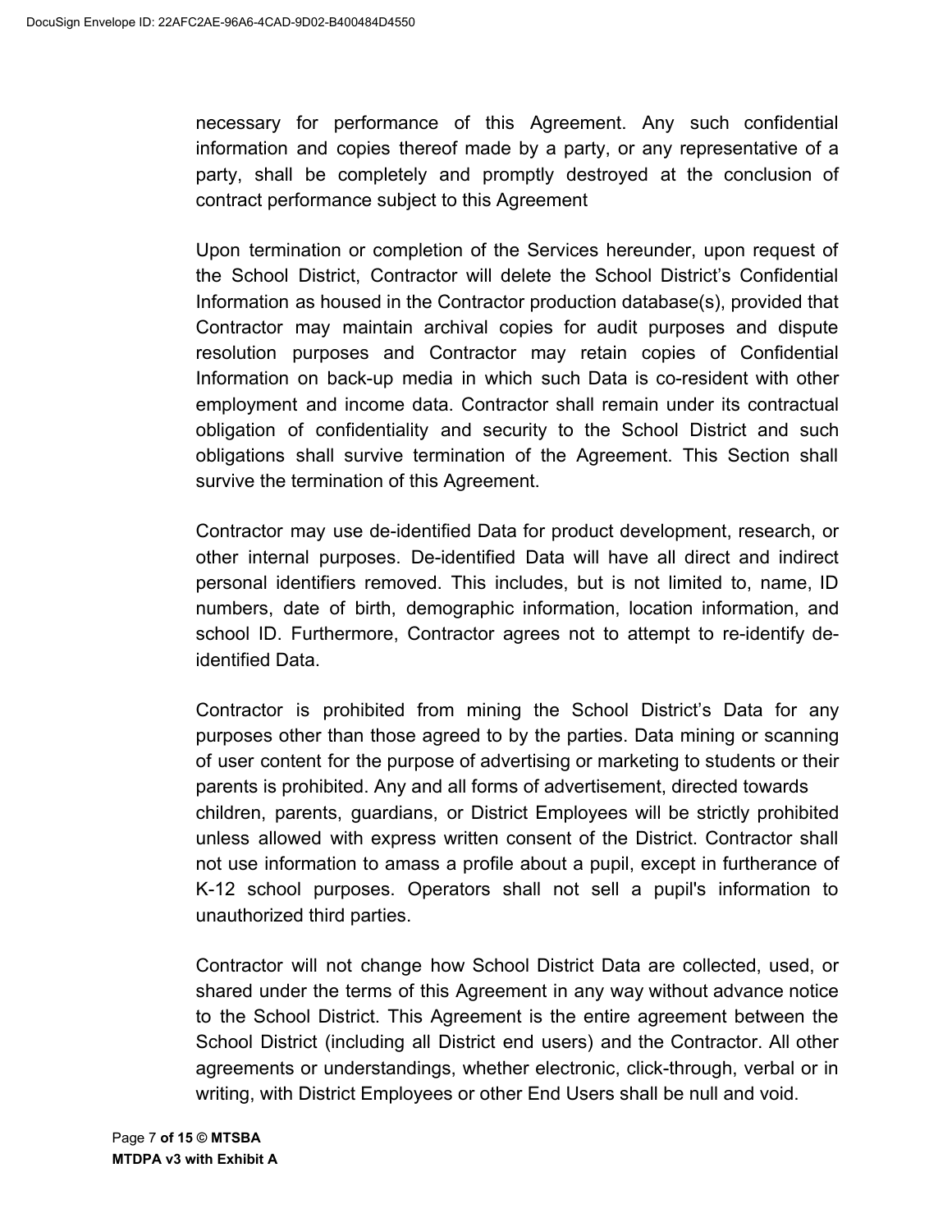necessary for performance of this Agreement. Any such confidential information and copies thereof made by a party, or any representative of a party, shall be completely and promptly destroyed at the conclusion of contract performance subject to this Agreement

Upon termination or completion of the Services hereunder, upon request of the School District, Contractor will delete the School District's Confidential Information as housed in the Contractor production database(s), provided that Contractor may maintain archival copies for audit purposes and dispute resolution purposes and Contractor may retain copies of Confidential Information on back-up media in which such Data is co-resident with other employment and income data. Contractor shall remain under its contractual obligation of confidentiality and security to the School District and such obligations shall survive termination of the Agreement. This Section shall survive the termination of this Agreement.

Contractor may use de-identified Data for product development, research, or other internal purposes. De-identified Data will have all direct and indirect personal identifiers removed. This includes, but is not limited to, name, ID numbers, date of birth, demographic information, location information, and school ID. Furthermore, Contractor agrees not to attempt to re-identify de-identified Data.

Contractor is prohibited from mining the School District's Data for any purposes other than those agreed to by the parties. Data mining or scanning of user content for the purpose of advertising or marketing to students or their parents is prohibited. Any and all forms of advertisement, directed towards children, parents, guardians, or District Employees will be strictly prohibited unless allowed with express written consent of the District. Contractor shall not use information to amass a profile about a pupil, except in furtherance of K-12 school purposes. Operators shall not sell a pupil's information to unauthorized third parties.

Contractor will not change how School District Data are collected, used, or shared under the terms of this Agreement in any way without advance notice to the School District. This Agreement is the entire agreement between the School District (including all District end users) and the Contractor. All other agreements or understandings, whether electronic, click-through, verbal or in writing, with District Employees or other End Users shall be null and void.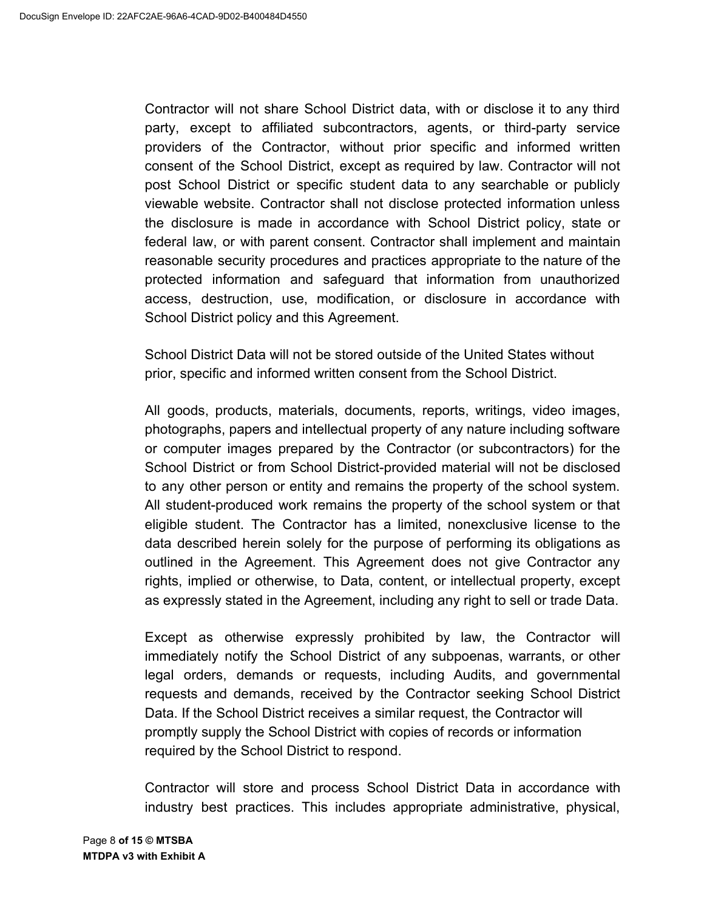Contractor will not share School District data, with or disclose it to any third party, except to affiliated subcontractors, agents, or third-party service providers of the Contractor, without prior specific and informed written consent of the School District, except as required by law. Contractor will not post School District or specific student data to any searchable or publicly viewable website. Contractor shall not disclose protected information unless the disclosure is made in accordance with School District policy, state or federal law, or with parent consent. Contractor shall implement and maintain reasonable security procedures and practices appropriate to the nature of the protected information and safeguard that information from unauthorized access, destruction, use, modification, or disclosure in accordance with School District policy and this Agreement.

School District Data will not be stored outside of the United States without prior, specific and informed written consent from the School District.

All goods, products, materials, documents, reports, writings, video images, photographs, papers and intellectual property of any nature including software or computer images prepared by the Contractor (or subcontractors) for the School District or from School District-provided material will not be disclosed to any other person or entity and remains the property of the school system. All student-produced work remains the property of the school system or that eligible student. The Contractor has a limited, nonexclusive license to the data described herein solely for the purpose of performing its obligations as outlined in the Agreement. This Agreement does not give Contractor any rights, implied or otherwise, to Data, content, or intellectual property, except as expressly stated in the Agreement, including any right to sell or trade Data.

Except as otherwise expressly prohibited by law, the Contractor will immediately notify the School District of any subpoenas, warrants, or other legal orders, demands or requests, including Audits, and governmental requests and demands, received by the Contractor seeking School District Data. If the School District receives a similar request, the Contractor will promptly supply the School District with copies of records or information required by the School District to respond.

Contractor will store and process School District Data in accordance with industry best practices. This includes appropriate administrative, physical,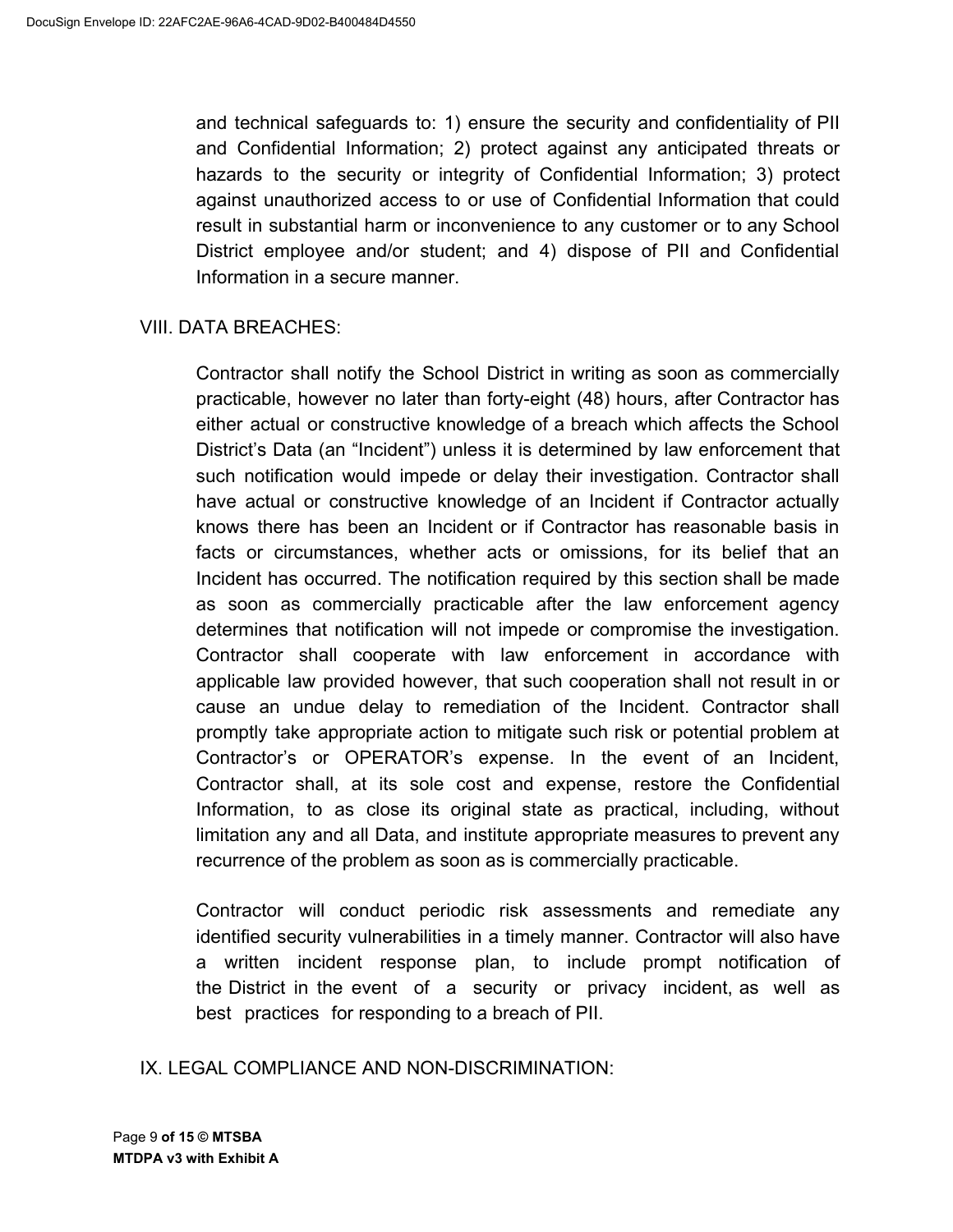and technical safeguards to: 1) ensure the security and confidentiality of PII and Confidential Information; 2) protect against any anticipated threats or hazards to the security or integrity of Confidential Information; 3) protect against unauthorized access to or use of Confidential Information that could result in substantial harm or inconvenience to any customer or to any School District employee and/or student; and 4) dispose of PII and Confidential Information in a secure manner.

## VIII. DATA BREACHES:

Contractor shall notify the School District in writing as soon as commercially practicable, however no later than forty-eight (48) hours, after Contractor has either actual or constructive knowledge of a breach which affects the School District's Data (an "Incident") unless it is determined by law enforcement that such notification would impede or delay their investigation. Contractor shall have actual or constructive knowledge of an Incident if Contractor actually knows there has been an Incident or if Contractor has reasonable basis in facts or circumstances, whether acts or omissions, for its belief that an Incident has occurred. The notification required by this section shall be made as soon as commercially practicable after the law enforcement agency determines that notification will not impede or compromise the investigation. Contractor shall cooperate with law enforcement in accordance with applicable law provided however, that such cooperation shall not result in or cause an undue delay to remediation of the Incident. Contractor shall promptly take appropriate action to mitigate such risk or potential problem at Contractor's or OPERATOR's expense. In the event of an Incident, Contractor shall, at its sole cost and expense, restore the Confidential Information, to as close its original state as practical, including, without limitation any and all Data, and institute appropriate measures to prevent any recurrence of the problem as soon as is commercially practicable.

Contractor will conduct periodic risk assessments and remediate any identified security vulnerabilities in a timely manner. Contractor will also have a written incident response plan, to include prompt notification of the District in the event of a security or privacy incident, as well as best practices for responding to a breach of PII.

## IX. LEGAL COMPLIANCE AND NON-DISCRIMINATION: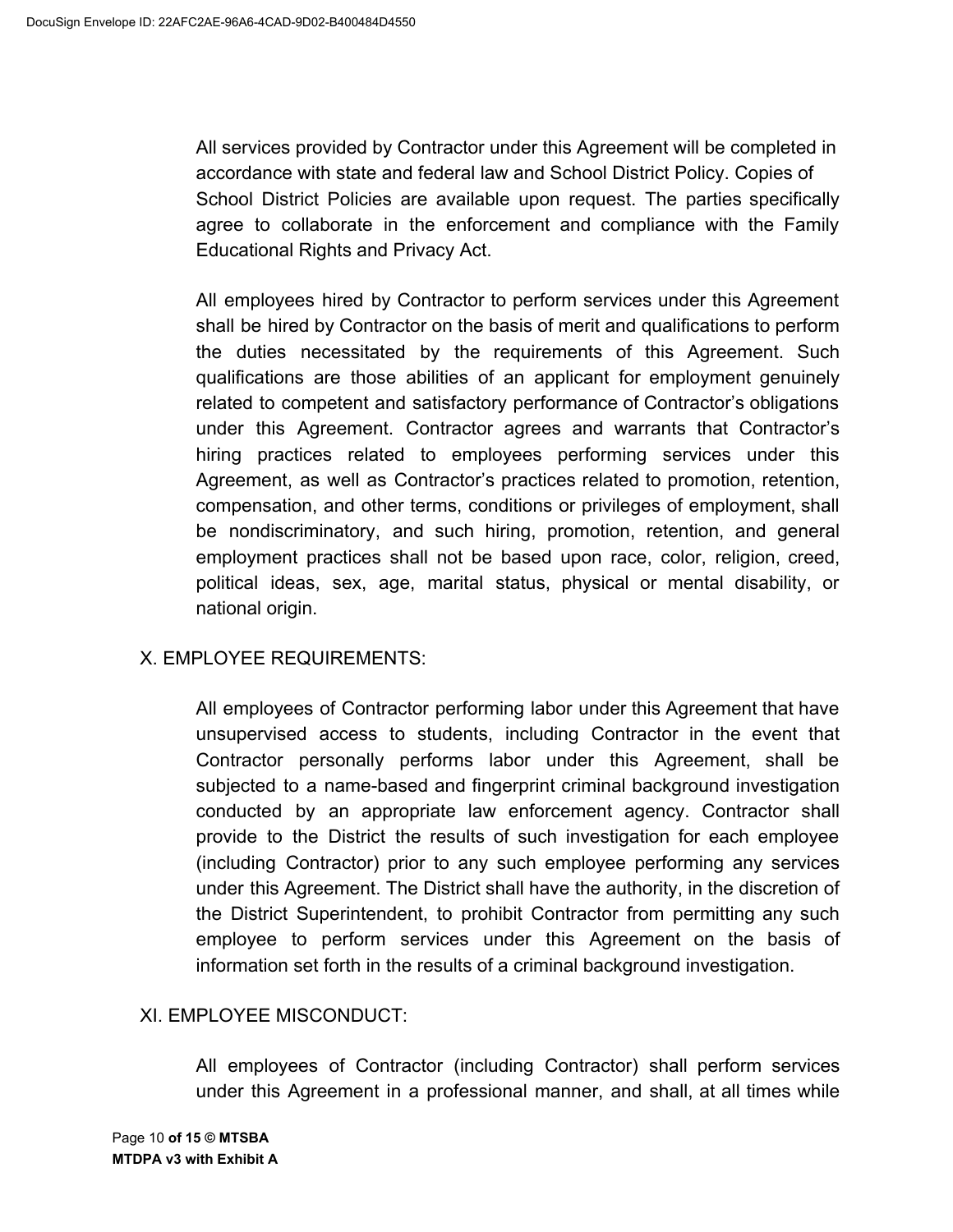All services provided by Contractor under this Agreement will be completed in accordance with state and federal law and School District Policy. Copies of School District Policies are available upon request. The parties specifically agree to collaborate in the enforcement and compliance with the Family Educational Rights and Privacy Act.

All employees hired by Contractor to perform services under this Agreement shall be hired by Contractor on the basis of merit and qualifications to perform the duties necessitated by the requirements of this Agreement. Such qualifications are those abilities of an applicant for employment genuinely related to competent and satisfactory performance of Contractor's obligations under this Agreement. Contractor agrees and warrants that Contractor's hiring practices related to employees performing services under this Agreement, as well as Contractor's practices related to promotion, retention, compensation, and other terms, conditions or privileges of employment, shall be nondiscriminatory, and such hiring, promotion, retention, and general employment practices shall not be based upon race, color, religion, creed, political ideas, sex, age, marital status, physical or mental disability, or national origin.

## X. EMPLOYEE REQUIREMENTS:

All employees of Contractor performing labor under this Agreement that have unsupervised access to students, including Contractor in the event that Contractor personally performs labor under this Agreement, shall be subjected to a name-based and fingerprint criminal background investigation conducted by an appropriate law enforcement agency. Contractor shall provide to the District the results of such investigation for each employee (including Contractor) prior to any such employee performing any services under this Agreement. The District shall have the authority, in the discretion of the District Superintendent, to prohibit Contractor from permitting any such employee to perform services under this Agreement on the basis of information set forth in the results of a criminal background investigation.

## XI. EMPLOYEE MISCONDUCT:

All employees of Contractor (including Contractor) shall perform services under this Agreement in a professional manner, and shall, at all times while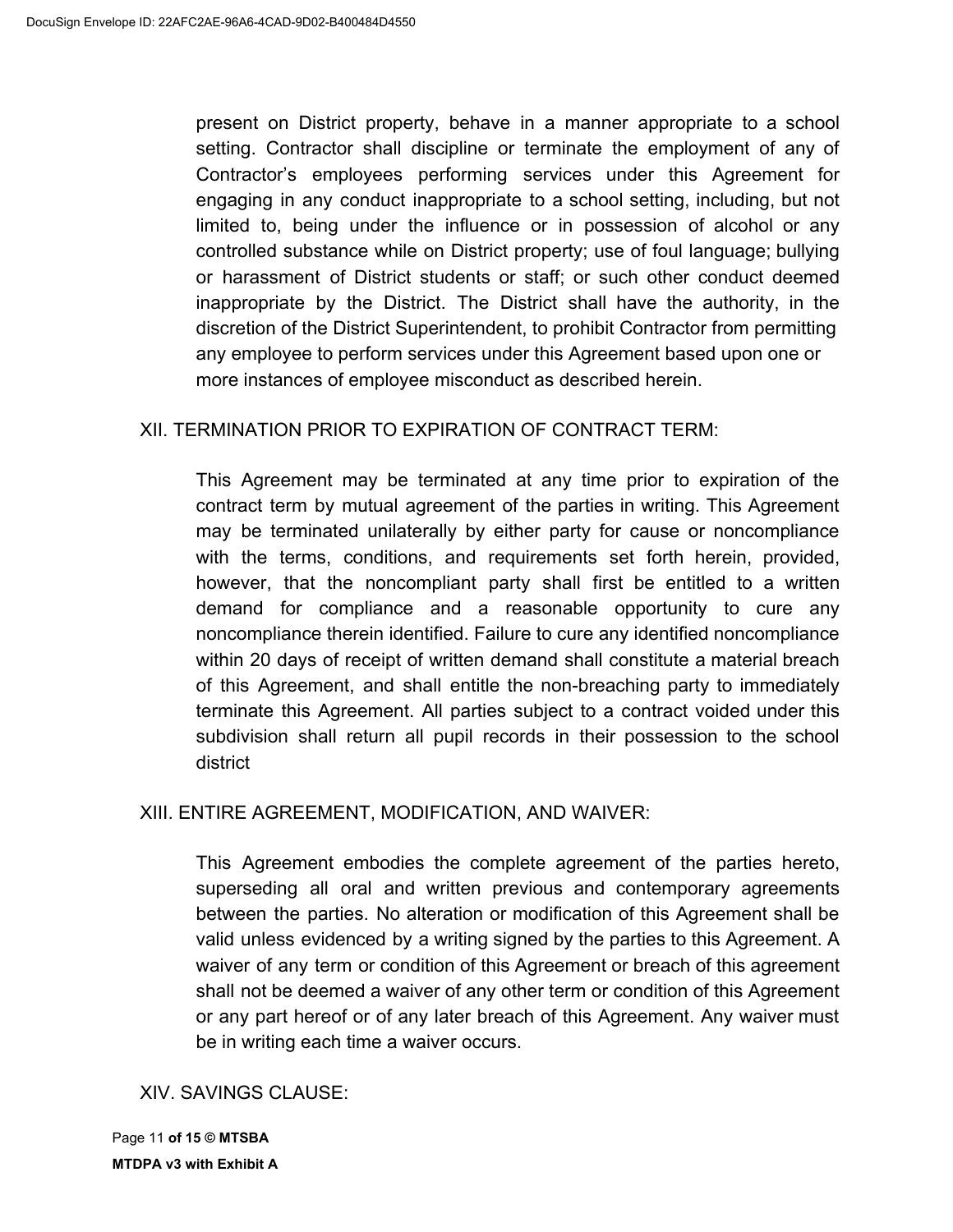present on District property, behave in a manner appropriate to a school setting. Contractor shall discipline or terminate the employment of any of Contractor's employees performing services under this Agreement for engaging in any conduct inappropriate to a school setting, including, but not limited to, being under the influence or in possession of alcohol or any controlled substance while on District property; use of foul language; bullying or harassment of District students or staff; or such other conduct deemed inappropriate by the District. The District shall have the authority, in the discretion of the District Superintendent, to prohibit Contractor from permitting any employee to perform services under this Agreement based upon one or more instances of employee misconduct as described herein.

## XII. TERMINATION PRIOR TO EXPIRATION OF CONTRACT TERM:

This Agreement may be terminated at any time prior to expiration of the contract term by mutual agreement of the parties in writing. This Agreement may be terminated unilaterally by either party for cause or noncompliance with the terms, conditions, and requirements set forth herein, provided, however, that the noncompliant party shall first be entitled to a written demand for compliance and a reasonable opportunity to cure any noncompliance therein identified. Failure to cure any identified noncompliance within 20 days of receipt of written demand shall constitute a material breach of this Agreement, and shall entitle the non-breaching party to immediately terminate this Agreement. All parties subject to a contract voided under this subdivision shall return all pupil records in their possession to the school district

## XIII. ENTIRE AGREEMENT, MODIFICATION, AND WAIVER:

This Agreement embodies the complete agreement of the parties hereto, superseding all oral and written previous and contemporary agreements between the parties. No alteration or modification of this Agreement shall be valid unless evidenced by a writing signed by the parties to this Agreement. A waiver of any term or condition of this Agreement or breach of this agreement shall not be deemed a waiver of any other term or condition of this Agreement or any part hereof or of any later breach of this Agreement. Any waiver must be in writing each time a waiver occurs.

## XIV. SAVINGS CLAUSE: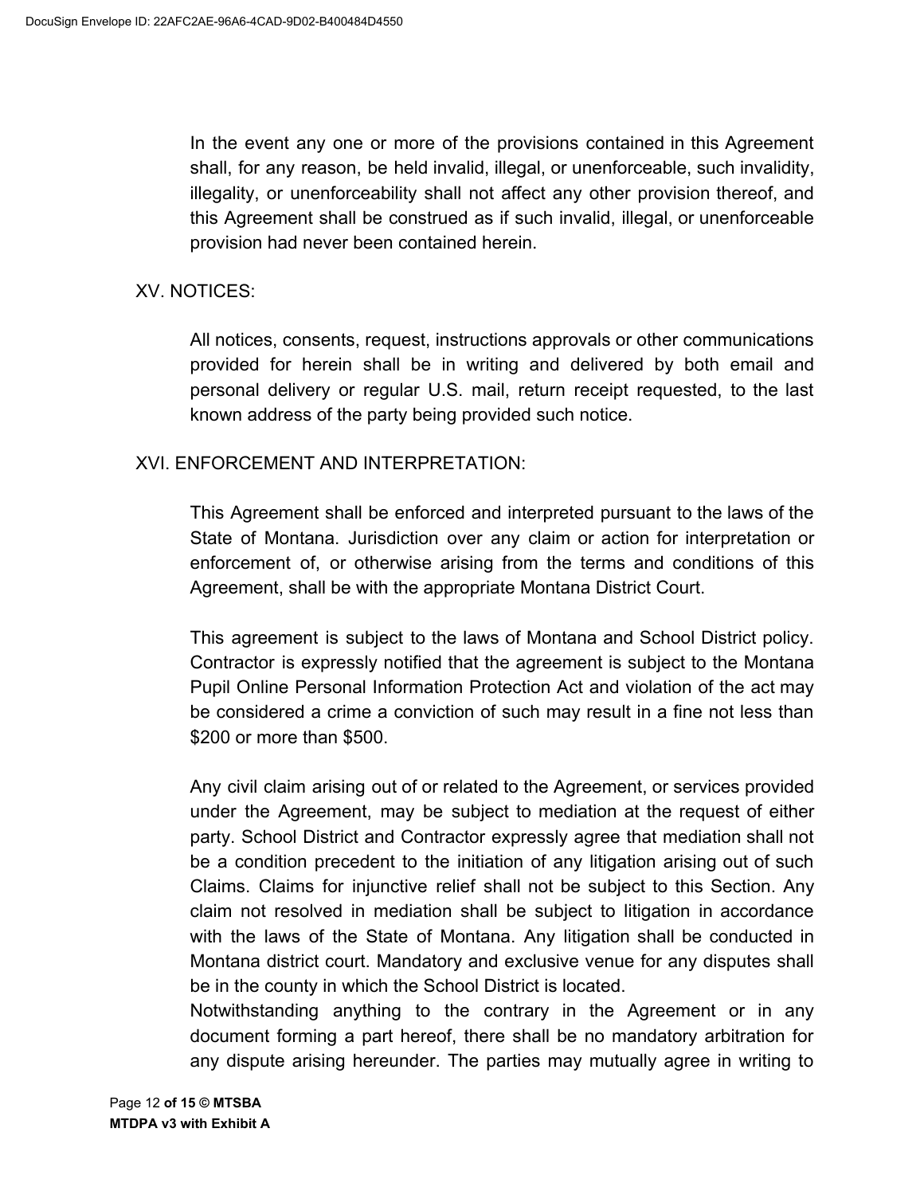In the event any one or more of the provisions contained in this Agreement shall, for any reason, be held invalid, illegal, or unenforceable, such invalidity, illegality, or unenforceability shall not affect any other provision thereof, and this Agreement shall be construed as if such invalid, illegal, or unenforceable provision had never been contained herein.

## XV. NOTICES:

All notices, consents, request, instructions approvals or other communications provided for herein shall be in writing and delivered by both email and personal delivery or regular U.S. mail, return receipt requested, to the last known address of the party being provided such notice.

## XVI. ENFORCEMENT AND INTERPRETATION:

This Agreement shall be enforced and interpreted pursuant to the laws of the State of Montana. Jurisdiction over any claim or action for interpretation or enforcement of, or otherwise arising from the terms and conditions of this Agreement, shall be with the appropriate Montana District Court.

This agreement is subject to the laws of Montana and School District policy. Contractor is expressly notified that the agreement is subject to the Montana Pupil Online Personal Information Protection Act and violation of the act may be considered a crime a conviction of such may result in a fine not less than $200 or more than $500.

Any civil claim arising out of or related to the Agreement, or services provided under the Agreement, may be subject to mediation at the request of either party. School District and Contractor expressly agree that mediation shall not be a condition precedent to the initiation of any litigation arising out of such Claims. Claims for injunctive relief shall not be subject to this Section. Any claim not resolved in mediation shall be subject to litigation in accordance with the laws of the State of Montana. Any litigation shall be conducted in Montana district court. Mandatory and exclusive venue for any disputes shall be in the county in which the School District is located.

Notwithstanding anything to the contrary in the Agreement or in any document forming a part hereof, there shall be no mandatory arbitration for any dispute arising hereunder. The parties may mutually agree in writing to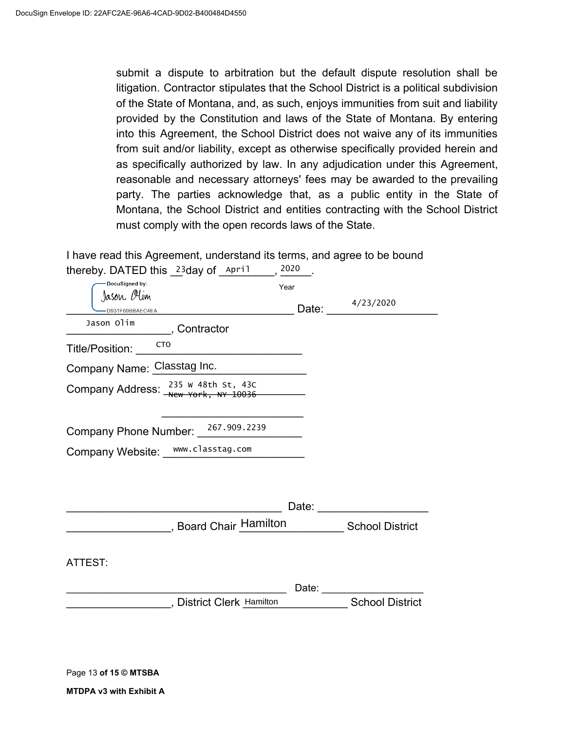submit a dispute to arbitration but the default dispute resolution shall be litigation. Contractor stipulates that the School District is a political subdivision of the State of Montana, and, as such, enjoys immunities from suit and liability provided by the Constitution and laws of the State of Montana. By entering into this Agreement, the School District does not waive any of its immunities from suit and/or liability, except as otherwise specifically provided herein and as specifically authorized by law. In any adjudication under this Agreement, reasonable and necessary attorneys' fees may be awarded to the prevailing party. The parties acknowledge that, as a public entity in the State of Montana, the School District and entities contracting with the School District must comply with the open records laws of the State.

I have read this Agreement, understand its terms, and agree to be bound thereby. DATED this 23 day of April, 2020.

Year

DocuSigned by: Jason Olim
D931F69BBAEC4EA... Date: 4/23/2020

Jason Olim, Contractor

Title/Position: CTO

Company Name: Classtag Inc.

Company Address: 235 W 48th St, 43C ~~New York, NY 10036~~

_________________________

Company Phone Number: 267.909.2239

Company Website: www.classtag.com

___________________________________ Date: __________________

_________________, Board Chair Hamilton School District

ATTEST:

___________________________________ Date: __________________

_________________, District Clerk Hamilton School District

MTDPA v3 with Exhibit A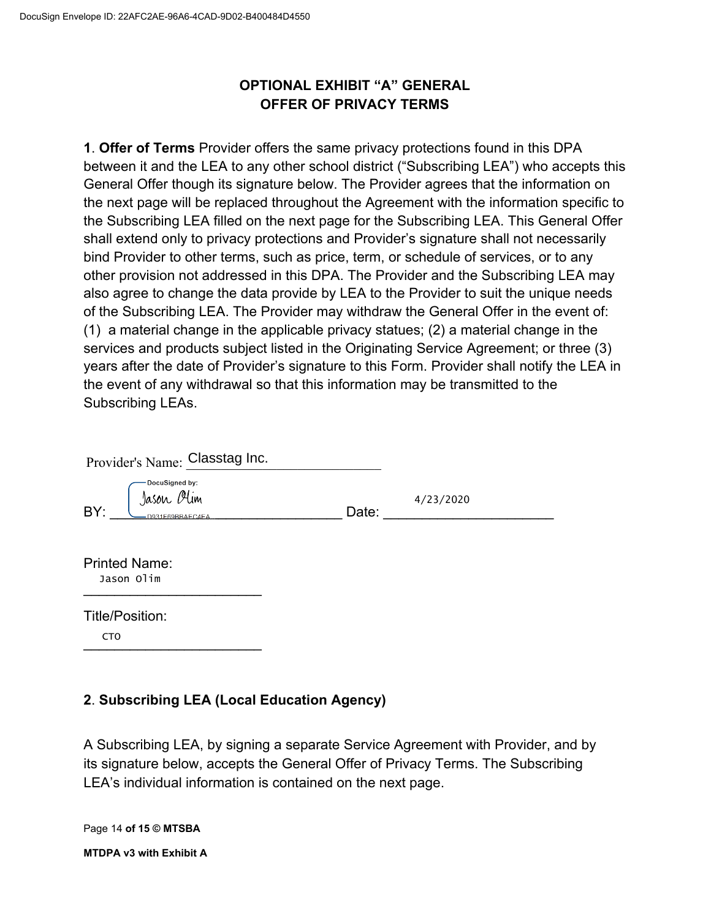# OPTIONAL EXHIBIT "A" GENERAL OFFER OF PRIVACY TERMS

**1**. **Offer of Terms** Provider offers the same privacy protections found in this DPA between it and the LEA to any other school district ("Subscribing LEA") who accepts this General Offer though its signature below. The Provider agrees that the information on the next page will be replaced throughout the Agreement with the information specific to the Subscribing LEA filled on the next page for the Subscribing LEA. This General Offer shall extend only to privacy protections and Provider's signature shall not necessarily bind Provider to other terms, such as price, term, or schedule of services, or to any other provision not addressed in this DPA. The Provider and the Subscribing LEA may also agree to change the data provide by LEA to the Provider to suit the unique needs of the Subscribing LEA. The Provider may withdraw the General Offer in the event of: (1) a material change in the applicable privacy statues; (2) a material change in the services and products subject listed in the Originating Service Agreement; or three (3) years after the date of Provider's signature to this Form. Provider shall notify the LEA in the event of any withdrawal so that this information may be transmitted to the Subscribing LEAs.

Provider's Name: Classtag Inc.

BY: DocuSigned by: Jason Olim D931E69BBAEC4EA Date: 4/23/2020

Printed Name: Jason Olim

Title/Position: CTO

**2**. **Subscribing LEA (Local Education Agency)**

A Subscribing LEA, by signing a separate Service Agreement with Provider, and by its signature below, accepts the General Offer of Privacy Terms. The Subscribing LEA's individual information is contained on the next page.

**MTDPA v3 with Exhibit A**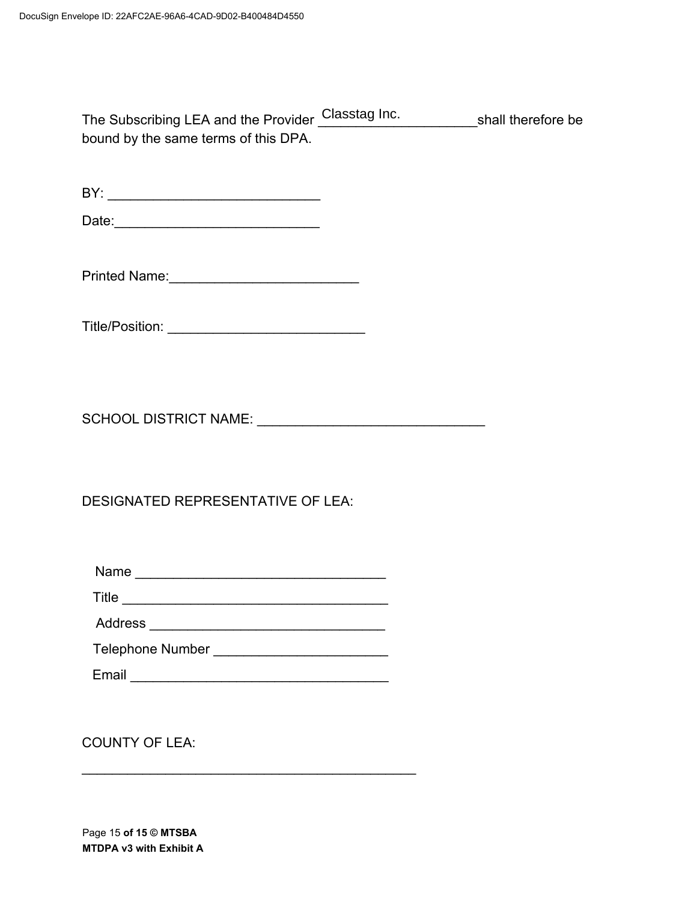The Subscribing LEA and the Provider Classtag Inc.____________shall therefore be bound by the same terms of this DPA.

BY: ___________________________

Date:___________________________

Printed Name:_________________________

Title/Position: __________________________

SCHOOL DISTRICT NAME: ______________________________

DESIGNATED REPRESENTATIVE OF LEA:

Name _________________________________

Title ___________________________________

Address _______________________________

Telephone Number _______________________

Email __________________________________

COUNTY OF LEA:

____________________________________________